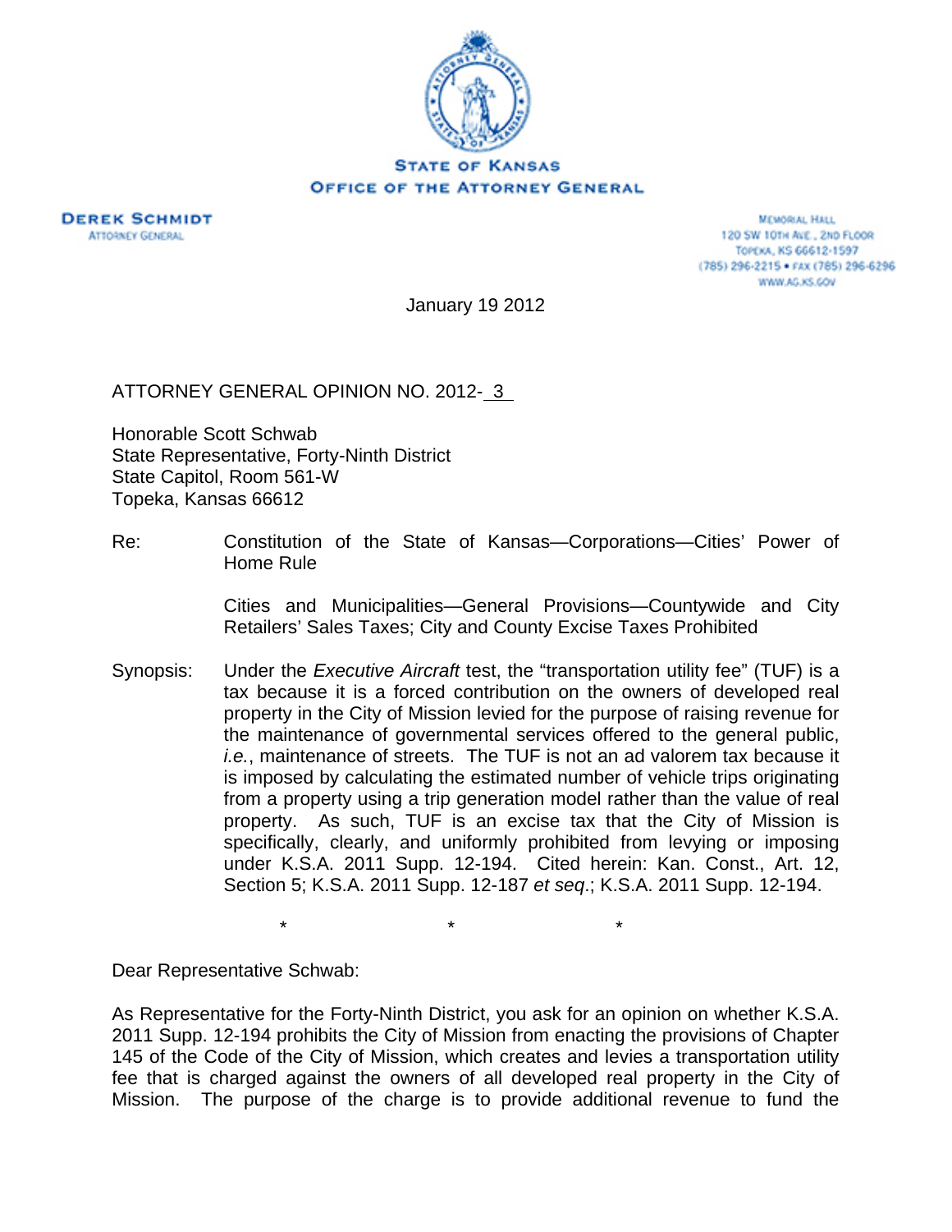**STATE OF KANSAS**
**OFFICE OF THE ATTORNEY GENERAL**

**DEREK SCHMIDT**
ATTORNEY GENERAL

MEMORIAL HALL
120 SW 10TH AVE., 2ND FLOOR
TOPEKA, KS 66612-1597
(785) 296-2215 • FAX (785) 296-6296
WWW.AG.KS.GOV

January 19 2012

ATTORNEY GENERAL OPINION NO. 2012- 3

Honorable Scott Schwab
State Representative, Forty-Ninth District
State Capitol, Room 561-W
Topeka, Kansas 66612

Re: Constitution of the State of Kansas—Corporations—Cities' Power of Home Rule

Cities and Municipalities—General Provisions—Countywide and City Retailers' Sales Taxes; City and County Excise Taxes Prohibited

Synopsis: Under the *Executive Aircraft* test, the "transportation utility fee" (TUF) is a tax because it is a forced contribution on the owners of developed real property in the City of Mission levied for the purpose of raising revenue for the maintenance of governmental services offered to the general public, *i.e.*, maintenance of streets. The TUF is not an ad valorem tax because it is imposed by calculating the estimated number of vehicle trips originating from a property using a trip generation model rather than the value of real property. As such, TUF is an excise tax that the City of Mission is specifically, clearly, and uniformly prohibited from levying or imposing under K.S.A. 2011 Supp. 12-194. Cited herein: Kan. Const., Art. 12, Section 5; K.S.A. 2011 Supp. 12-187 *et seq*.; K.S.A. 2011 Supp. 12-194.

\* \* \*

Dear Representative Schwab:

As Representative for the Forty-Ninth District, you ask for an opinion on whether K.S.A. 2011 Supp. 12-194 prohibits the City of Mission from enacting the provisions of Chapter 145 of the Code of the City of Mission, which creates and levies a transportation utility fee that is charged against the owners of all developed real property in the City of Mission. The purpose of the charge is to provide additional revenue to fund the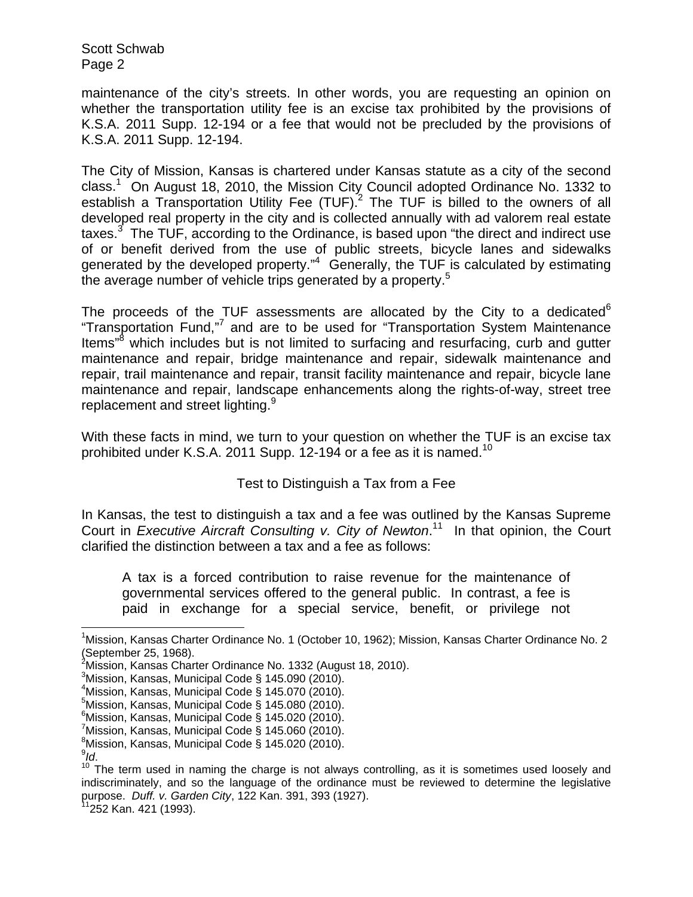maintenance of the city's streets. In other words, you are requesting an opinion on whether the transportation utility fee is an excise tax prohibited by the provisions of K.S.A. 2011 Supp. 12-194 or a fee that would not be precluded by the provisions of K.S.A. 2011 Supp. 12-194.

The City of Mission, Kansas is chartered under Kansas statute as a city of the second class.[1] On August 18, 2010, the Mission City Council adopted Ordinance No. 1332 to establish a Transportation Utility Fee (TUF).[2] The TUF is billed to the owners of all developed real property in the city and is collected annually with ad valorem real estate taxes.[3] The TUF, according to the Ordinance, is based upon "the direct and indirect use of or benefit derived from the use of public streets, bicycle lanes and sidewalks generated by the developed property."[4] Generally, the TUF is calculated by estimating the average number of vehicle trips generated by a property.[5]

The proceeds of the TUF assessments are allocated by the City to a dedicated[6] "Transportation Fund,"[7] and are to be used for "Transportation System Maintenance Items"[8] which includes but is not limited to surfacing and resurfacing, curb and gutter maintenance and repair, bridge maintenance and repair, sidewalk maintenance and repair, trail maintenance and repair, transit facility maintenance and repair, bicycle lane maintenance and repair, landscape enhancements along the rights-of-way, street tree replacement and street lighting.[9]

With these facts in mind, we turn to your question on whether the TUF is an excise tax prohibited under K.S.A. 2011 Supp. 12-194 or a fee as it is named.[10]

## Test to Distinguish a Tax from a Fee

In Kansas, the test to distinguish a tax and a fee was outlined by the Kansas Supreme Court in *Executive Aircraft Consulting v. City of Newton*.[11] In that opinion, the Court clarified the distinction between a tax and a fee as follows:

> A tax is a forced contribution to raise revenue for the maintenance of governmental services offered to the general public. In contrast, a fee is paid in exchange for a special service, benefit, or privilege not

---

[1] Mission, Kansas Charter Ordinance No. 1 (October 10, 1962); Mission, Kansas Charter Ordinance No. 2 (September 25, 1968).

[2] Mission, Kansas Charter Ordinance No. 1332 (August 18, 2010).

[3] Mission, Kansas, Municipal Code § 145.090 (2010).

[4] Mission, Kansas, Municipal Code § 145.070 (2010).

[5] Mission, Kansas, Municipal Code § 145.080 (2010).

[6] Mission, Kansas, Municipal Code § 145.020 (2010).

[7] Mission, Kansas, Municipal Code § 145.060 (2010).

[8] Mission, Kansas, Municipal Code § 145.020 (2010).

[9] *Id*.

[10] The term used in naming the charge is not always controlling, as it is sometimes used loosely and indiscriminately, and so the language of the ordinance must be reviewed to determine the legislative purpose. *Duff. v. Garden City*, 122 Kan. 391, 393 (1927).

[11] 252 Kan. 421 (1993).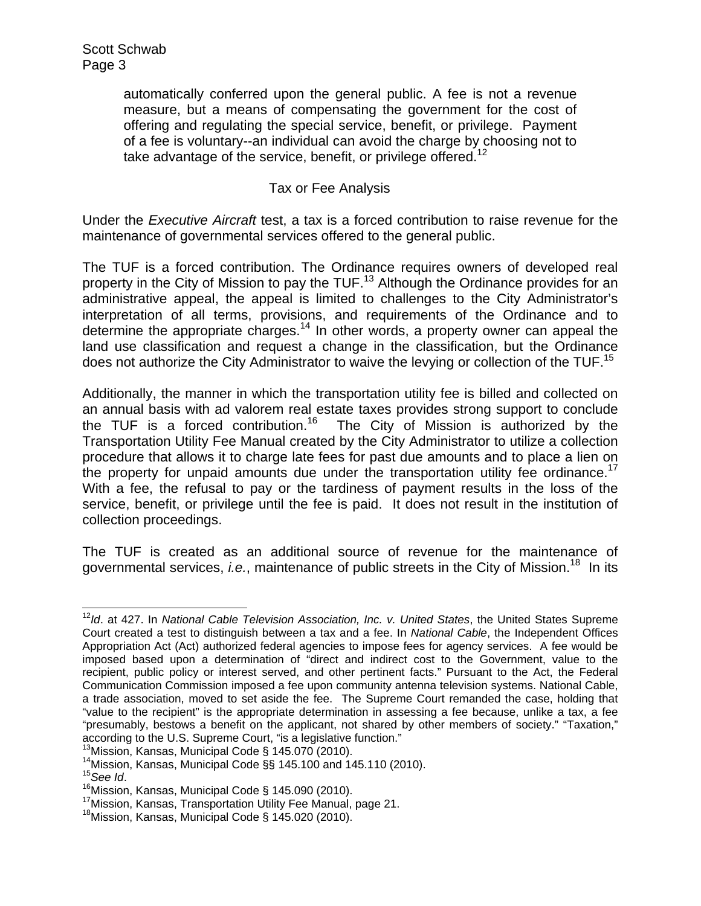automatically conferred upon the general public. A fee is not a revenue measure, but a means of compensating the government for the cost of offering and regulating the special service, benefit, or privilege. Payment of a fee is voluntary--an individual can avoid the charge by choosing not to take advantage of the service, benefit, or privilege offered.[12]

### Tax or Fee Analysis

Under the *Executive Aircraft* test, a tax is a forced contribution to raise revenue for the maintenance of governmental services offered to the general public.

The TUF is a forced contribution. The Ordinance requires owners of developed real property in the City of Mission to pay the TUF.[13] Although the Ordinance provides for an administrative appeal, the appeal is limited to challenges to the City Administrator's interpretation of all terms, provisions, and requirements of the Ordinance and to determine the appropriate charges.[14] In other words, a property owner can appeal the land use classification and request a change in the classification, but the Ordinance does not authorize the City Administrator to waive the levying or collection of the TUF.[15]

Additionally, the manner in which the transportation utility fee is billed and collected on an annual basis with ad valorem real estate taxes provides strong support to conclude the TUF is a forced contribution.[16] The City of Mission is authorized by the Transportation Utility Fee Manual created by the City Administrator to utilize a collection procedure that allows it to charge late fees for past due amounts and to place a lien on the property for unpaid amounts due under the transportation utility fee ordinance.[17] With a fee, the refusal to pay or the tardiness of payment results in the loss of the service, benefit, or privilege until the fee is paid. It does not result in the institution of collection proceedings.

The TUF is created as an additional source of revenue for the maintenance of governmental services, *i.e.*, maintenance of public streets in the City of Mission.[18] In its

---

[12] *Id*. at 427. In *National Cable Television Association, Inc. v. United States*, the United States Supreme Court created a test to distinguish between a tax and a fee. In *National Cable*, the Independent Offices Appropriation Act (Act) authorized federal agencies to impose fees for agency services. A fee would be imposed based upon a determination of "direct and indirect cost to the Government, value to the recipient, public policy or interest served, and other pertinent facts." Pursuant to the Act, the Federal Communication Commission imposed a fee upon community antenna television systems. National Cable, a trade association, moved to set aside the fee. The Supreme Court remanded the case, holding that "value to the recipient" is the appropriate determination in assessing a fee because, unlike a tax, a fee "presumably, bestows a benefit on the applicant, not shared by other members of society." "Taxation," according to the U.S. Supreme Court, "is a legislative function."

[13] Mission, Kansas, Municipal Code § 145.070 (2010).

[14] Mission, Kansas, Municipal Code §§ 145.100 and 145.110 (2010).

[15] *See Id*.

[16] Mission, Kansas, Municipal Code § 145.090 (2010).

[17] Mission, Kansas, Transportation Utility Fee Manual, page 21.

[18] Mission, Kansas, Municipal Code § 145.020 (2010).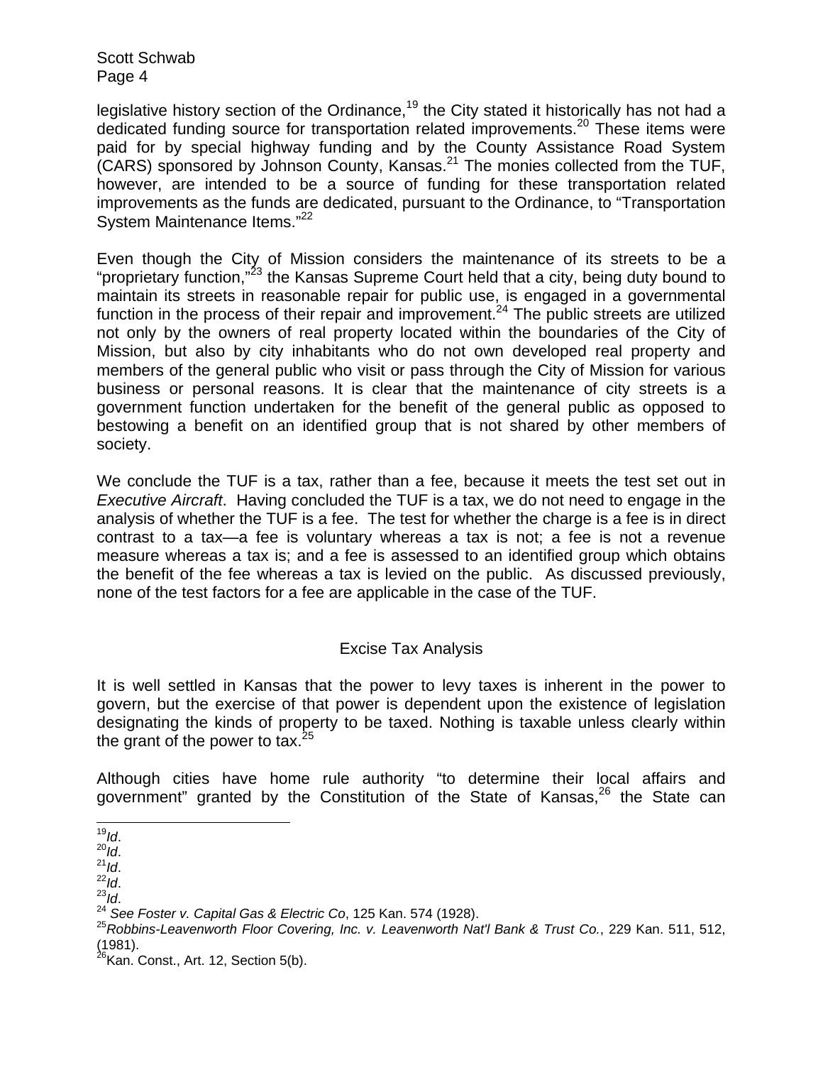legislative history section of the Ordinance,[19] the City stated it historically has not had a dedicated funding source for transportation related improvements.[20] These items were paid for by special highway funding and by the County Assistance Road System (CARS) sponsored by Johnson County, Kansas.[21] The monies collected from the TUF, however, are intended to be a source of funding for these transportation related improvements as the funds are dedicated, pursuant to the Ordinance, to "Transportation System Maintenance Items."[22]

Even though the City of Mission considers the maintenance of its streets to be a "proprietary function,"[23] the Kansas Supreme Court held that a city, being duty bound to maintain its streets in reasonable repair for public use, is engaged in a governmental function in the process of their repair and improvement.[24] The public streets are utilized not only by the owners of real property located within the boundaries of the City of Mission, but also by city inhabitants who do not own developed real property and members of the general public who visit or pass through the City of Mission for various business or personal reasons. It is clear that the maintenance of city streets is a government function undertaken for the benefit of the general public as opposed to bestowing a benefit on an identified group that is not shared by other members of society.

We conclude the TUF is a tax, rather than a fee, because it meets the test set out in *Executive Aircraft*. Having concluded the TUF is a tax, we do not need to engage in the analysis of whether the TUF is a fee. The test for whether the charge is a fee is in direct contrast to a tax—a fee is voluntary whereas a tax is not; a fee is not a revenue measure whereas a tax is; and a fee is assessed to an identified group which obtains the benefit of the fee whereas a tax is levied on the public. As discussed previously, none of the test factors for a fee are applicable in the case of the TUF.

## Excise Tax Analysis

It is well settled in Kansas that the power to levy taxes is inherent in the power to govern, but the exercise of that power is dependent upon the existence of legislation designating the kinds of property to be taxed. Nothing is taxable unless clearly within the grant of the power to tax.[25]

Although cities have home rule authority "to determine their local affairs and government" granted by the Constitution of the State of Kansas,[26] the State can

---

[19] *Id*.
[20] *Id*.
[21] *Id*.
[22] *Id*.
[23] *Id*.
[24] *See Foster v. Capital Gas & Electric Co*, 125 Kan. 574 (1928).
[25] *Robbins-Leavenworth Floor Covering, Inc. v. Leavenworth Nat'l Bank & Trust Co.*, 229 Kan. 511, 512, (1981).
[26] Kan. Const., Art. 12, Section 5(b).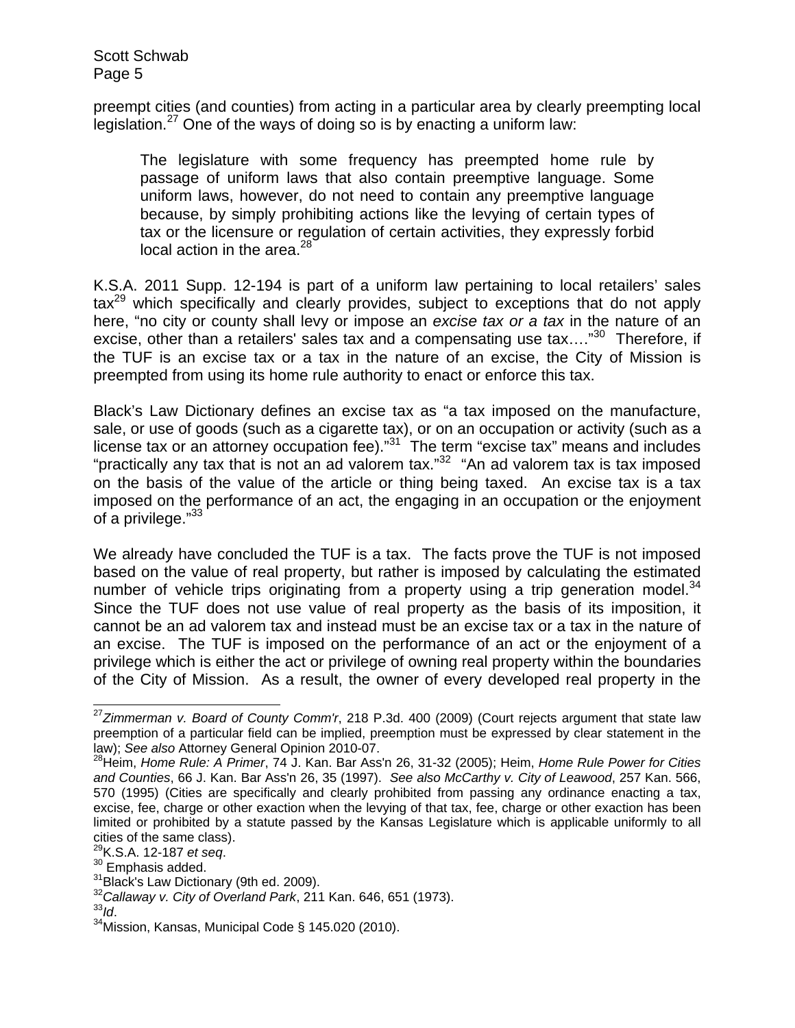preempt cities (and counties) from acting in a particular area by clearly preempting local legislation.[27] One of the ways of doing so is by enacting a uniform law:

> The legislature with some frequency has preempted home rule by passage of uniform laws that also contain preemptive language. Some uniform laws, however, do not need to contain any preemptive language because, by simply prohibiting actions like the levying of certain types of tax or the licensure or regulation of certain activities, they expressly forbid local action in the area.[28]

K.S.A. 2011 Supp. 12-194 is part of a uniform law pertaining to local retailers' sales tax[29] which specifically and clearly provides, subject to exceptions that do not apply here, "no city or county shall levy or impose an *excise tax or a tax* in the nature of an excise, other than a retailers' sales tax and a compensating use tax…."[30] Therefore, if the TUF is an excise tax or a tax in the nature of an excise, the City of Mission is preempted from using its home rule authority to enact or enforce this tax.

Black's Law Dictionary defines an excise tax as "a tax imposed on the manufacture, sale, or use of goods (such as a cigarette tax), or on an occupation or activity (such as a license tax or an attorney occupation fee)."[31] The term "excise tax" means and includes "practically any tax that is not an ad valorem tax."[32] "An ad valorem tax is tax imposed on the basis of the value of the article or thing being taxed. An excise tax is a tax imposed on the performance of an act, the engaging in an occupation or the enjoyment of a privilege."[33]

We already have concluded the TUF is a tax. The facts prove the TUF is not imposed based on the value of real property, but rather is imposed by calculating the estimated number of vehicle trips originating from a property using a trip generation model.[34] Since the TUF does not use value of real property as the basis of its imposition, it cannot be an ad valorem tax and instead must be an excise tax or a tax in the nature of an excise. The TUF is imposed on the performance of an act or the enjoyment of a privilege which is either the act or privilege of owning real property within the boundaries of the City of Mission. As a result, the owner of every developed real property in the

---

[27] *Zimmerman v. Board of County Comm'r*, 218 P.3d. 400 (2009) (Court rejects argument that state law preemption of a particular field can be implied, preemption must be expressed by clear statement in the law); *See also* Attorney General Opinion 2010-07.

[28] Heim, *Home Rule: A Primer*, 74 J. Kan. Bar Ass'n 26, 31-32 (2005); Heim, *Home Rule Power for Cities and Counties*, 66 J. Kan. Bar Ass'n 26, 35 (1997). *See also McCarthy v. City of Leawood*, 257 Kan. 566, 570 (1995) (Cities are specifically and clearly prohibited from passing any ordinance enacting a tax, excise, fee, charge or other exaction when the levying of that tax, fee, charge or other exaction has been limited or prohibited by a statute passed by the Kansas Legislature which is applicable uniformly to all cities of the same class).

[29] K.S.A. 12-187 *et seq*.

[30] Emphasis added.

[31] Black's Law Dictionary (9th ed. 2009).

[32] *Callaway v. City of Overland Park*, 211 Kan. 646, 651 (1973).

[33] *Id*.

[34] Mission, Kansas, Municipal Code § 145.020 (2010).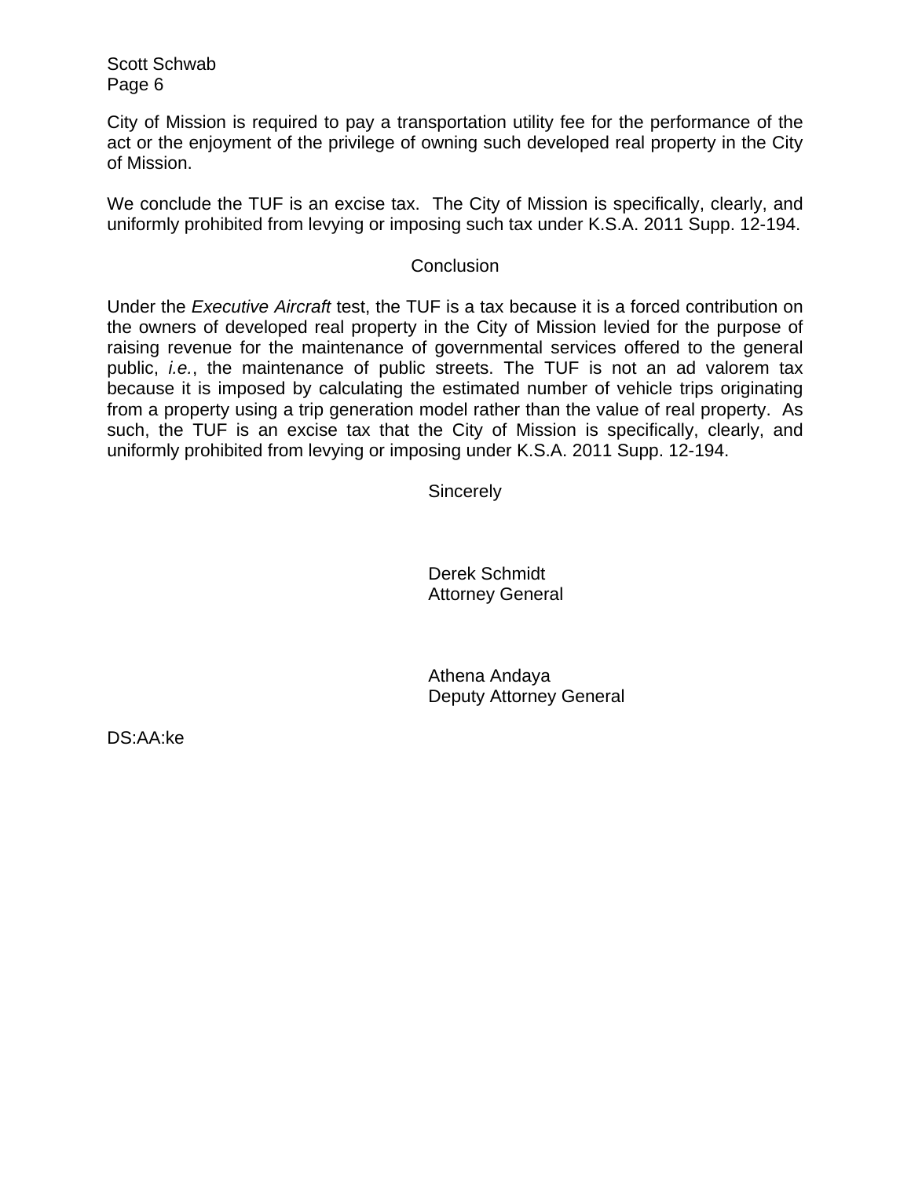City of Mission is required to pay a transportation utility fee for the performance of the act or the enjoyment of the privilege of owning such developed real property in the City of Mission.

We conclude the TUF is an excise tax. The City of Mission is specifically, clearly, and uniformly prohibited from levying or imposing such tax under K.S.A. 2011 Supp. 12-194.

## Conclusion

Under the *Executive Aircraft* test, the TUF is a tax because it is a forced contribution on the owners of developed real property in the City of Mission levied for the purpose of raising revenue for the maintenance of governmental services offered to the general public, *i.e.*, the maintenance of public streets. The TUF is not an ad valorem tax because it is imposed by calculating the estimated number of vehicle trips originating from a property using a trip generation model rather than the value of real property. As such, the TUF is an excise tax that the City of Mission is specifically, clearly, and uniformly prohibited from levying or imposing under K.S.A. 2011 Supp. 12-194.

Sincerely

Derek Schmidt
Attorney General

Athena Andaya
Deputy Attorney General

DS:AA:ke